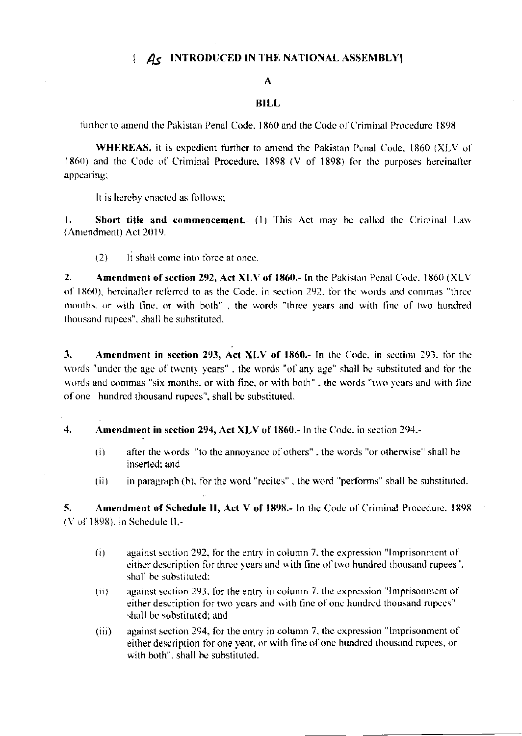[ *As* INTRODUCED IN THE NATIONAL ASSEMBLY]

# A

# BILL

further to amend the Pakistan Penal Code, 1860 and the Code of Criminal Procedure 1898

**WHEREAS**, it is expedient further to amend the Pakistan Penal Code, 1860 (XLV of 1860) and the Code of Criminal Procedure, 1898 (V of 1898) for the purposes hereinafter appearing;

It is hereby enacted as follows;

1. **Short title and commencement.**- (1) This Act may be called the Criminal Law (Amendment) Act 2019.

   (2) It shall come into force at once.

2. **Amendment of section 292, Act XLV of 1860.**- In the Pakistan Penal Code, 1860 (XLV of 1860), hereinafter referred to as the Code, in section 292, for the words and commas "three months, or with fine, or with both" , the words "three years and with fine of two hundred thousand rupees", shall be substituted.

3. **Amendment in section 293, Act XLV of 1860.**- In the Code, in section 293, for the words "under the age of twenty years" , the words "of any age" shall be substituted and for the words and commas "six months, or with fine, or with both" , the words "two years and with fine of one hundred thousand rupees", shall be substituted.

4. **Amendment in section 294, Act XLV of 1860.**- In the Code, in section 294,-

   (i) after the words "to the annoyance of others" , the words "or otherwise" shall be inserted; and

   (ii) in paragraph (b), for the word "recites" , the word "performs" shall be substituted.

5. **Amendment of Schedule II, Act V of 1898.**- In the Code of Criminal Procedure, 1898 (V of 1898), in Schedule II,-

   (i) against section 292, for the entry in column 7, the expression "Imprisonment of either description for three years and with fine of two hundred thousand rupees", shall be substituted;

   (ii) against section 293, for the entry in column 7, the expression "Imprisonment of either description for two years and with fine of one hundred thousand rupees" shall be substituted; and

   (iii) against section 294, for the entry in column 7, the expression "Imprisonment of either description for one year, or with fine of one hundred thousand rupees, or with both", shall be substituted.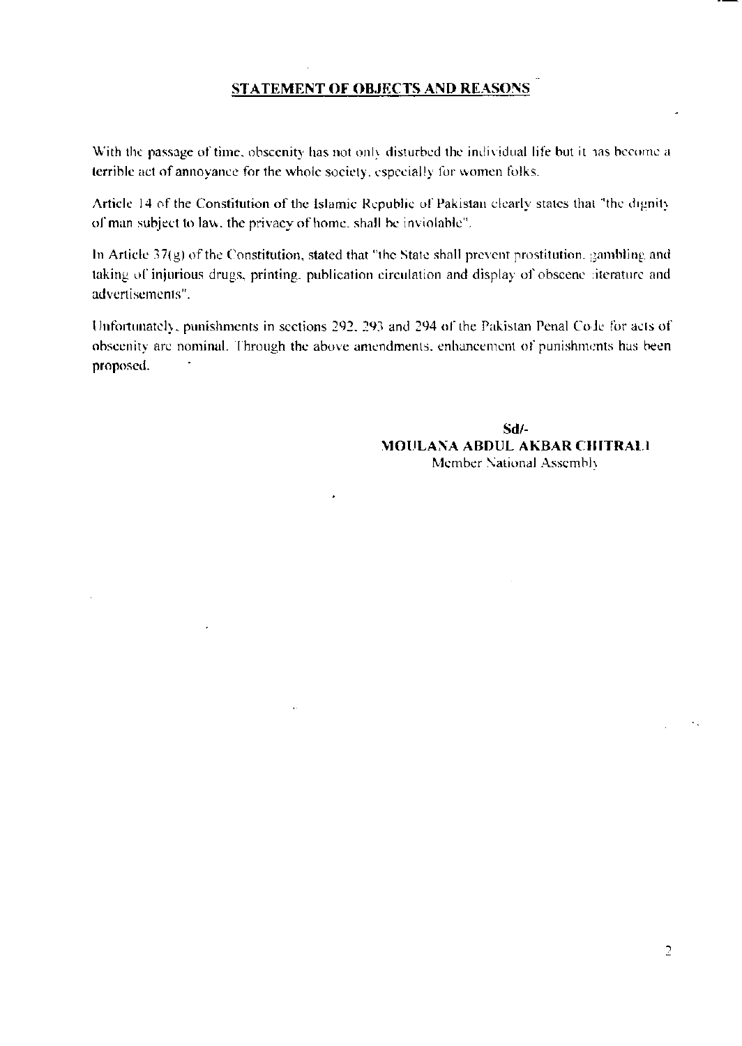## STATEMENT OF OBJECTS AND REASONS

With the passage of time, obscenity has not only disturbed the individual life but it has become a terrible act of annoyance for the whole society, especially for women folks.

Article 14 of the Constitution of the Islamic Republic of Pakistan clearly states that "the dignity of man subject to law, the privacy of home, shall be inviolable".

In Article 37(g) of the Constitution, stated that "the State shall prevent prostitution, gambling and taking of injurious drugs, printing, publication circulation and display of obscene literature and advertisements".

Unfortunately, punishments in sections 292, 293 and 294 of the Pakistan Penal Code for acts of obscenity are nominal. Through the above amendments, enhancement of punishments has been proposed.

**Sd/-**
**MOULANA ABDUL AKBAR CHITRALI**
Member National Assembly